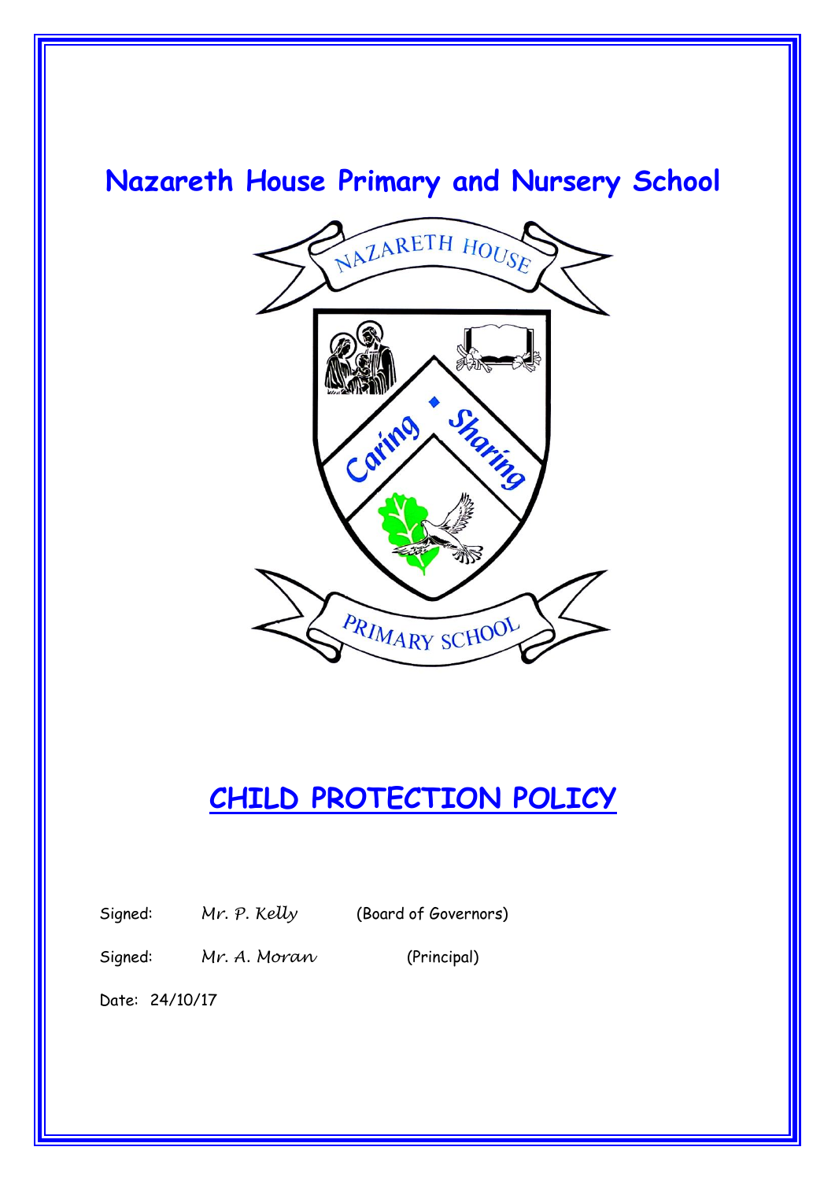# Nazareth House Primary and Nursery School

# CHILD PROTECTION POLICY

Signed: *Mr. P. Kelly* (Board of Governors)

Signed: *Mr. A. Moran* (Principal)

Date: 24/10/17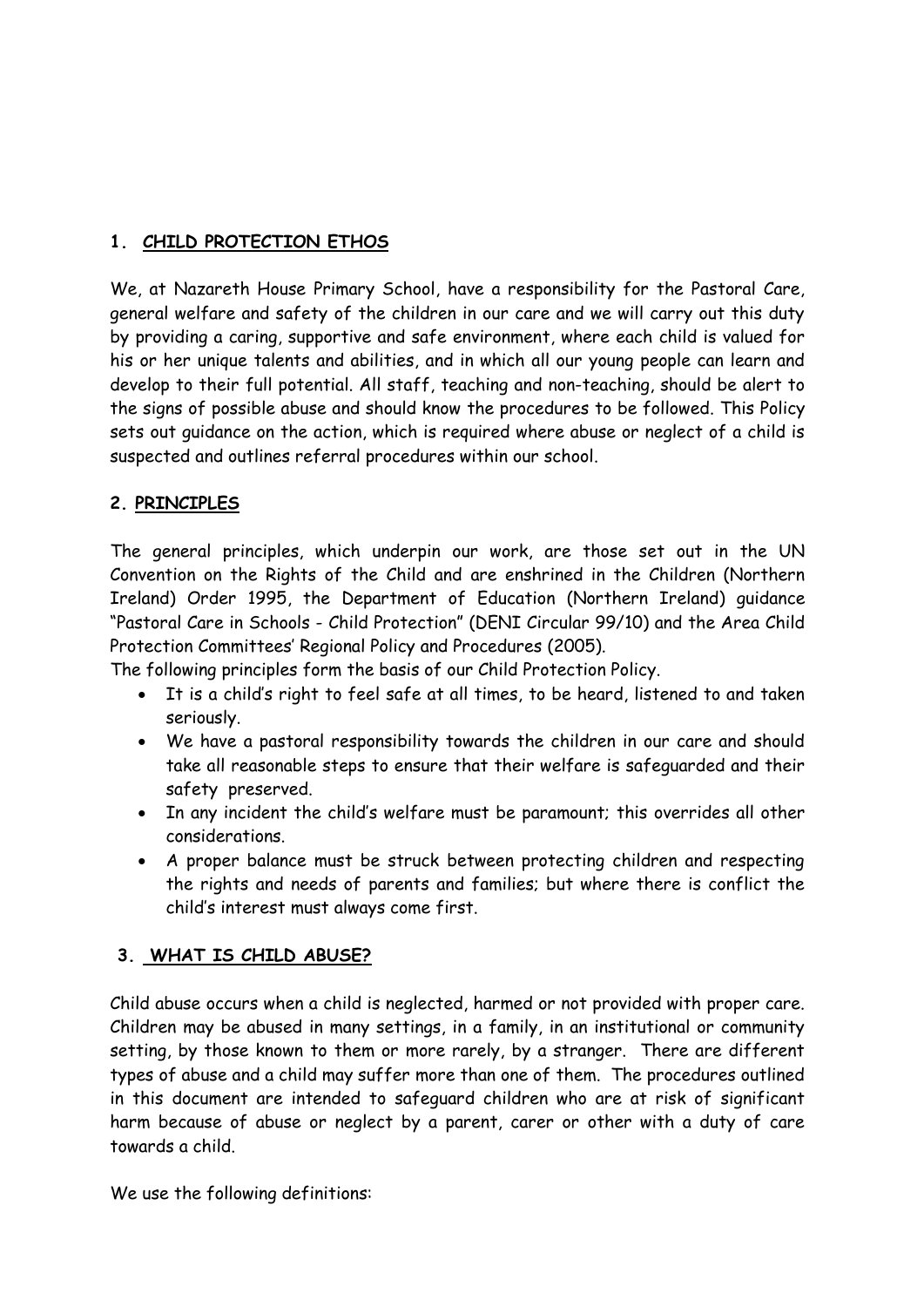## 1. CHILD PROTECTION ETHOS

We, at Nazareth House Primary School, have a responsibility for the Pastoral Care, general welfare and safety of the children in our care and we will carry out this duty by providing a caring, supportive and safe environment, where each child is valued for his or her unique talents and abilities, and in which all our young people can learn and develop to their full potential. All staff, teaching and non-teaching, should be alert to the signs of possible abuse and should know the procedures to be followed. This Policy sets out guidance on the action, which is required where abuse or neglect of a child is suspected and outlines referral procedures within our school.

## 2. PRINCIPLES

The general principles, which underpin our work, are those set out in the UN Convention on the Rights of the Child and are enshrined in the Children (Northern Ireland) Order 1995, the Department of Education (Northern Ireland) guidance "Pastoral Care in Schools - Child Protection" (DENI Circular 99/10) and the Area Child Protection Committees' Regional Policy and Procedures (2005).

The following principles form the basis of our Child Protection Policy.

- It is a child's right to feel safe at all times, to be heard, listened to and taken seriously.
- We have a pastoral responsibility towards the children in our care and should take all reasonable steps to ensure that their welfare is safeguarded and their safety preserved.
- In any incident the child's welfare must be paramount; this overrides all other considerations.
- A proper balance must be struck between protecting children and respecting the rights and needs of parents and families; but where there is conflict the child's interest must always come first.

## 3. WHAT IS CHILD ABUSE?

Child abuse occurs when a child is neglected, harmed or not provided with proper care. Children may be abused in many settings, in a family, in an institutional or community setting, by those known to them or more rarely, by a stranger. There are different types of abuse and a child may suffer more than one of them. The procedures outlined in this document are intended to safeguard children who are at risk of significant harm because of abuse or neglect by a parent, carer or other with a duty of care towards a child.

We use the following definitions: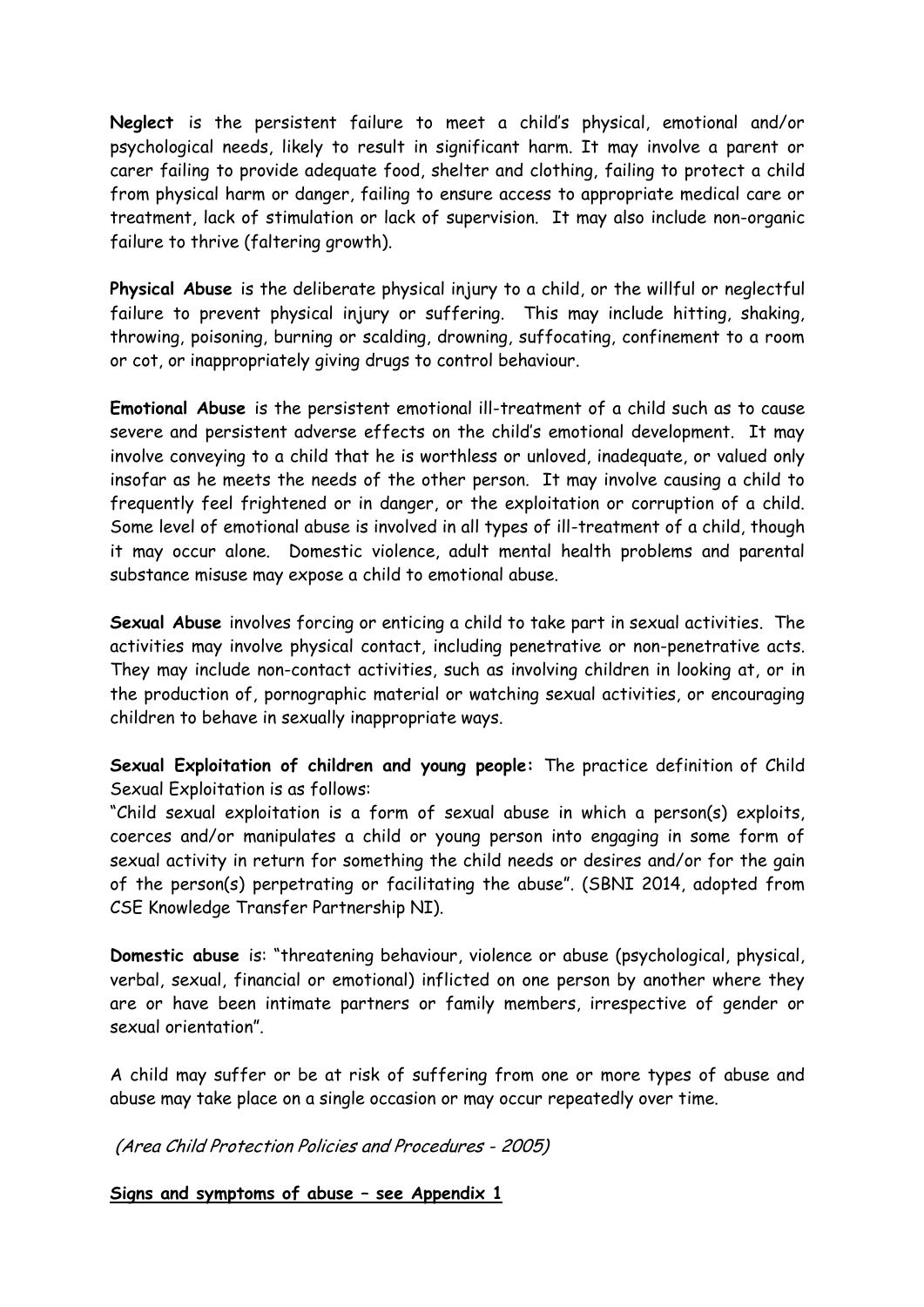**Neglect** is the persistent failure to meet a child's physical, emotional and/or psychological needs, likely to result in significant harm. It may involve a parent or carer failing to provide adequate food, shelter and clothing, failing to protect a child from physical harm or danger, failing to ensure access to appropriate medical care or treatment, lack of stimulation or lack of supervision. It may also include non-organic failure to thrive (faltering growth).

**Physical Abuse** is the deliberate physical injury to a child, or the willful or neglectful failure to prevent physical injury or suffering. This may include hitting, shaking, throwing, poisoning, burning or scalding, drowning, suffocating, confinement to a room or cot, or inappropriately giving drugs to control behaviour.

**Emotional Abuse** is the persistent emotional ill-treatment of a child such as to cause severe and persistent adverse effects on the child's emotional development. It may involve conveying to a child that he is worthless or unloved, inadequate, or valued only insofar as he meets the needs of the other person. It may involve causing a child to frequently feel frightened or in danger, or the exploitation or corruption of a child. Some level of emotional abuse is involved in all types of ill-treatment of a child, though it may occur alone. Domestic violence, adult mental health problems and parental substance misuse may expose a child to emotional abuse.

**Sexual Abuse** involves forcing or enticing a child to take part in sexual activities. The activities may involve physical contact, including penetrative or non-penetrative acts. They may include non-contact activities, such as involving children in looking at, or in the production of, pornographic material or watching sexual activities, or encouraging children to behave in sexually inappropriate ways.

**Sexual Exploitation of children and young people:** The practice definition of Child Sexual Exploitation is as follows:
"Child sexual exploitation is a form of sexual abuse in which a person(s) exploits, coerces and/or manipulates a child or young person into engaging in some form of sexual activity in return for something the child needs or desires and/or for the gain of the person(s) perpetrating or facilitating the abuse". (SBNI 2014, adopted from CSE Knowledge Transfer Partnership NI).

**Domestic abuse** is: "threatening behaviour, violence or abuse (psychological, physical, verbal, sexual, financial or emotional) inflicted on one person by another where they are or have been intimate partners or family members, irrespective of gender or sexual orientation".

A child may suffer or be at risk of suffering from one or more types of abuse and abuse may take place on a single occasion or may occur repeatedly over time.

*(Area Child Protection Policies and Procedures - 2005)*

**Signs and symptoms of abuse – see Appendix 1**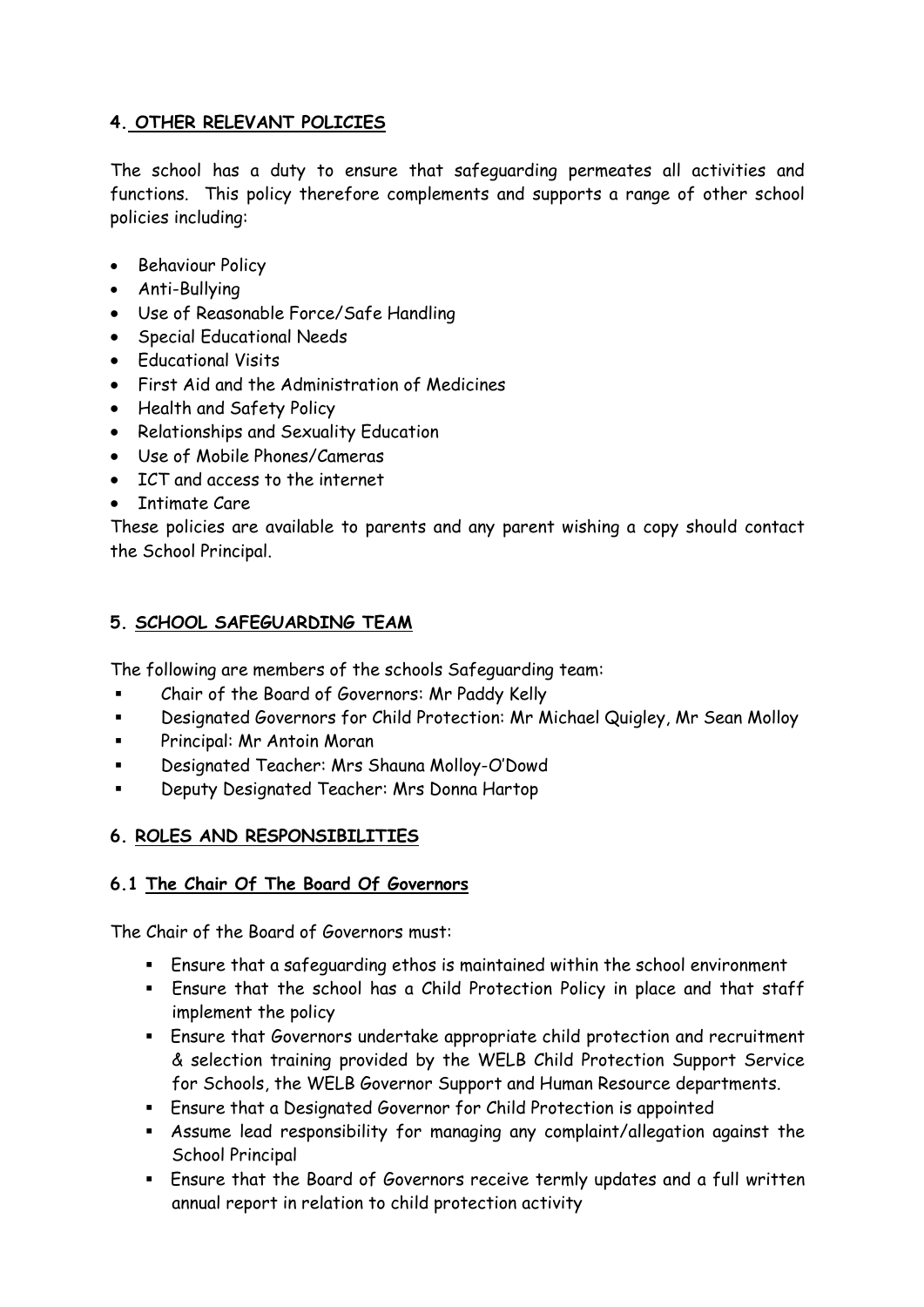## 4. OTHER RELEVANT POLICIES

The school has a duty to ensure that safeguarding permeates all activities and functions. This policy therefore complements and supports a range of other school policies including:

- Behaviour Policy
- Anti-Bullying
- Use of Reasonable Force/Safe Handling
- Special Educational Needs
- Educational Visits
- First Aid and the Administration of Medicines
- Health and Safety Policy
- Relationships and Sexuality Education
- Use of Mobile Phones/Cameras
- ICT and access to the internet
- Intimate Care

These policies are available to parents and any parent wishing a copy should contact the School Principal.

## 5. SCHOOL SAFEGUARDING TEAM

The following are members of the schools Safeguarding team:

- Chair of the Board of Governors: Mr Paddy Kelly
- Designated Governors for Child Protection: Mr Michael Quigley, Mr Sean Molloy
- Principal: Mr Antoin Moran
- Designated Teacher: Mrs Shauna Molloy-O'Dowd
- Deputy Designated Teacher: Mrs Donna Hartop

## 6. ROLES AND RESPONSIBILITIES

### 6.1 The Chair Of The Board Of Governors

The Chair of the Board of Governors must:

- Ensure that a safeguarding ethos is maintained within the school environment
- Ensure that the school has a Child Protection Policy in place and that staff implement the policy
- Ensure that Governors undertake appropriate child protection and recruitment & selection training provided by the WELB Child Protection Support Service for Schools, the WELB Governor Support and Human Resource departments.
- Ensure that a Designated Governor for Child Protection is appointed
- Assume lead responsibility for managing any complaint/allegation against the School Principal
- Ensure that the Board of Governors receive termly updates and a full written annual report in relation to child protection activity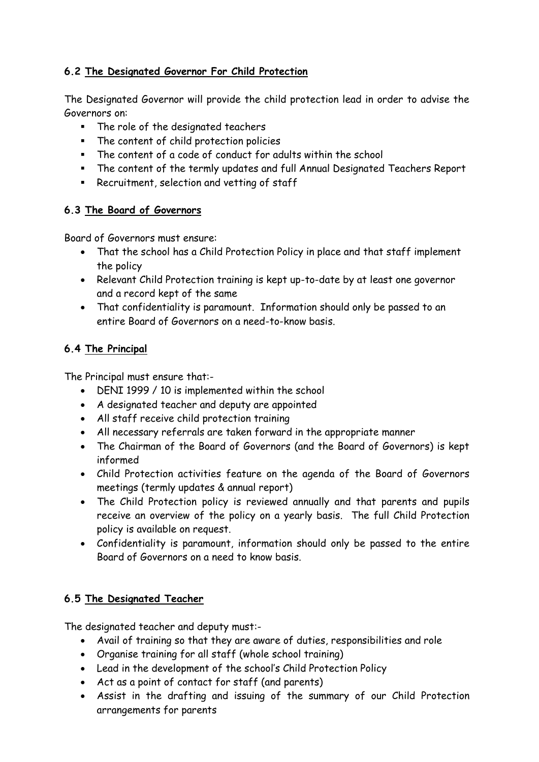### 6.2 <u>The Designated Governor For Child Protection</u>

The Designated Governor will provide the child protection lead in order to advise the Governors on:

- The role of the designated teachers
- The content of child protection policies
- The content of a code of conduct for adults within the school
- The content of the termly updates and full Annual Designated Teachers Report
- Recruitment, selection and vetting of staff

### 6.3 <u>The Board of Governors</u>

Board of Governors must ensure:

- That the school has a Child Protection Policy in place and that staff implement the policy
- Relevant Child Protection training is kept up-to-date by at least one governor and a record kept of the same
- That confidentiality is paramount. Information should only be passed to an entire Board of Governors on a need-to-know basis.

### 6.4 <u>The Principal</u>

The Principal must ensure that:-

- DENI 1999 / 10 is implemented within the school
- A designated teacher and deputy are appointed
- All staff receive child protection training
- All necessary referrals are taken forward in the appropriate manner
- The Chairman of the Board of Governors (and the Board of Governors) is kept informed
- Child Protection activities feature on the agenda of the Board of Governors meetings (termly updates & annual report)
- The Child Protection policy is reviewed annually and that parents and pupils receive an overview of the policy on a yearly basis. The full Child Protection policy is available on request.
- Confidentiality is paramount, information should only be passed to the entire Board of Governors on a need to know basis.

### 6.5 <u>The Designated Teacher</u>

The designated teacher and deputy must:-

- Avail of training so that they are aware of duties, responsibilities and role
- Organise training for all staff (whole school training)
- Lead in the development of the school's Child Protection Policy
- Act as a point of contact for staff (and parents)
- Assist in the drafting and issuing of the summary of our Child Protection arrangements for parents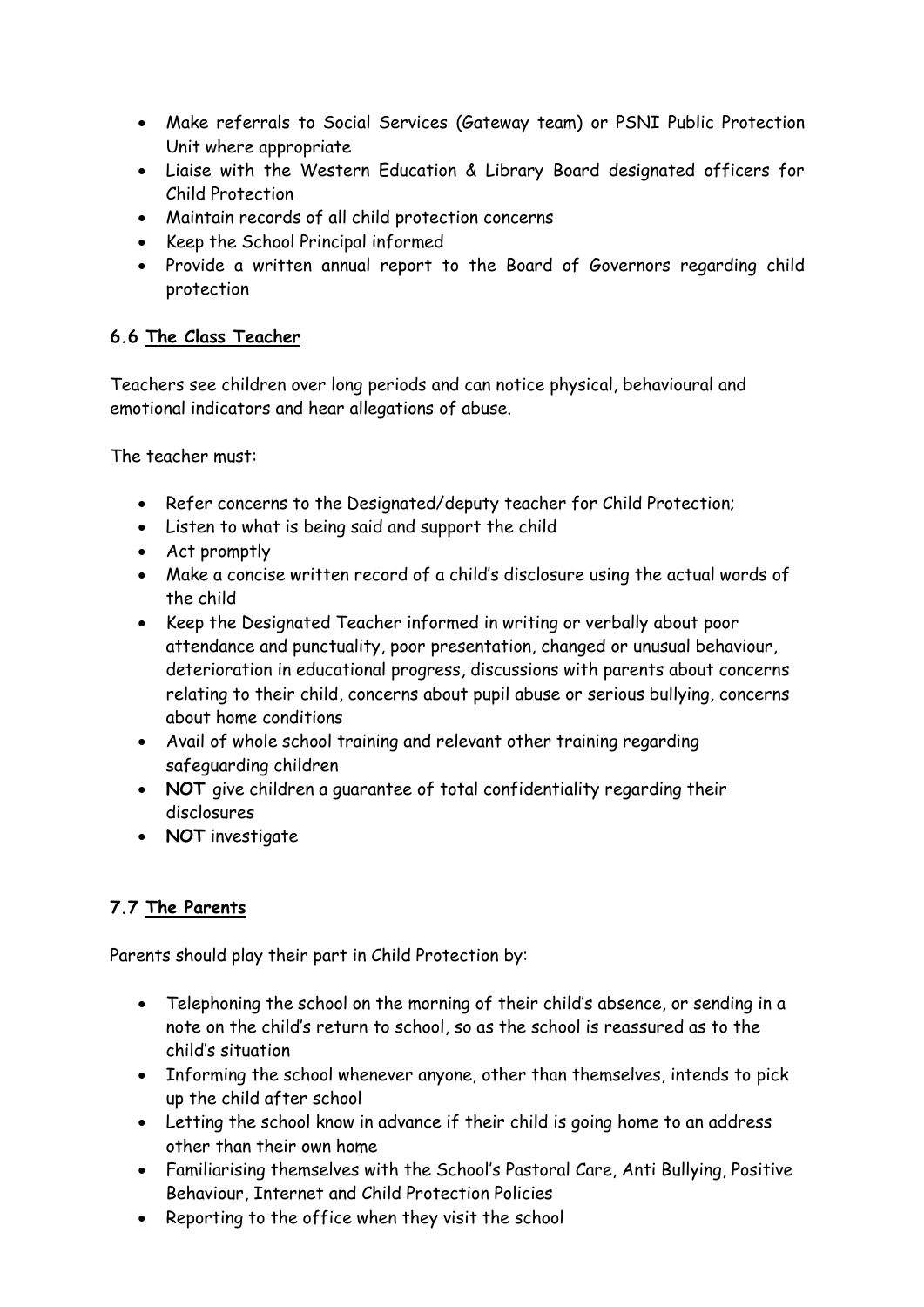- Make referrals to Social Services (Gateway team) or PSNI Public Protection Unit where appropriate
- Liaise with the Western Education & Library Board designated officers for Child Protection
- Maintain records of all child protection concerns
- Keep the School Principal informed
- Provide a written annual report to the Board of Governors regarding child protection

### 6.6 The Class Teacher

Teachers see children over long periods and can notice physical, behavioural and emotional indicators and hear allegations of abuse.

The teacher must:

- Refer concerns to the Designated/deputy teacher for Child Protection;
- Listen to what is being said and support the child
- Act promptly
- Make a concise written record of a child's disclosure using the actual words of the child
- Keep the Designated Teacher informed in writing or verbally about poor attendance and punctuality, poor presentation, changed or unusual behaviour, deterioration in educational progress, discussions with parents about concerns relating to their child, concerns about pupil abuse or serious bullying, concerns about home conditions
- Avail of whole school training and relevant other training regarding safeguarding children
- **NOT** give children a guarantee of total confidentiality regarding their disclosures
- **NOT** investigate

### 7.7 The Parents

Parents should play their part in Child Protection by:

- Telephoning the school on the morning of their child's absence, or sending in a note on the child's return to school, so as the school is reassured as to the child's situation
- Informing the school whenever anyone, other than themselves, intends to pick up the child after school
- Letting the school know in advance if their child is going home to an address other than their own home
- Familiarising themselves with the School's Pastoral Care, Anti Bullying, Positive Behaviour, Internet and Child Protection Policies
- Reporting to the office when they visit the school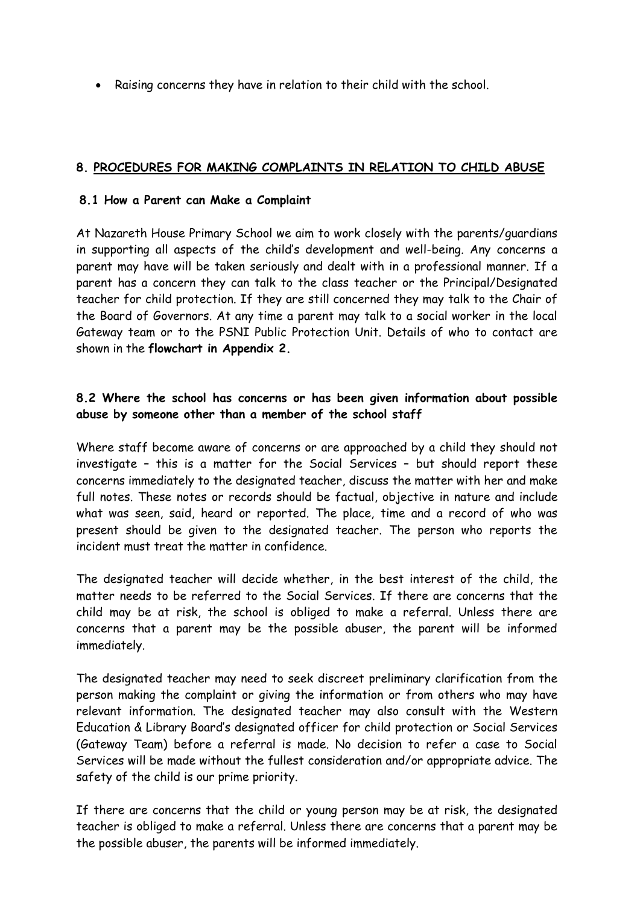- Raising concerns they have in relation to their child with the school.

## 8. PROCEDURES FOR MAKING COMPLAINTS IN RELATION TO CHILD ABUSE

### 8.1 How a Parent can Make a Complaint

At Nazareth House Primary School we aim to work closely with the parents/guardians in supporting all aspects of the child's development and well-being. Any concerns a parent may have will be taken seriously and dealt with in a professional manner. If a parent has a concern they can talk to the class teacher or the Principal/Designated teacher for child protection. If they are still concerned they may talk to the Chair of the Board of Governors. At any time a parent may talk to a social worker in the local Gateway team or to the PSNI Public Protection Unit. Details of who to contact are shown in the **flowchart in Appendix 2.**

### 8.2 Where the school has concerns or has been given information about possible abuse by someone other than a member of the school staff

Where staff become aware of concerns or are approached by a child they should not investigate – this is a matter for the Social Services – but should report these concerns immediately to the designated teacher, discuss the matter with her and make full notes. These notes or records should be factual, objective in nature and include what was seen, said, heard or reported. The place, time and a record of who was present should be given to the designated teacher. The person who reports the incident must treat the matter in confidence.

The designated teacher will decide whether, in the best interest of the child, the matter needs to be referred to the Social Services. If there are concerns that the child may be at risk, the school is obliged to make a referral. Unless there are concerns that a parent may be the possible abuser, the parent will be informed immediately.

The designated teacher may need to seek discreet preliminary clarification from the person making the complaint or giving the information or from others who may have relevant information. The designated teacher may also consult with the Western Education & Library Board's designated officer for child protection or Social Services (Gateway Team) before a referral is made. No decision to refer a case to Social Services will be made without the fullest consideration and/or appropriate advice. The safety of the child is our prime priority.

If there are concerns that the child or young person may be at risk, the designated teacher is obliged to make a referral. Unless there are concerns that a parent may be the possible abuser, the parents will be informed immediately.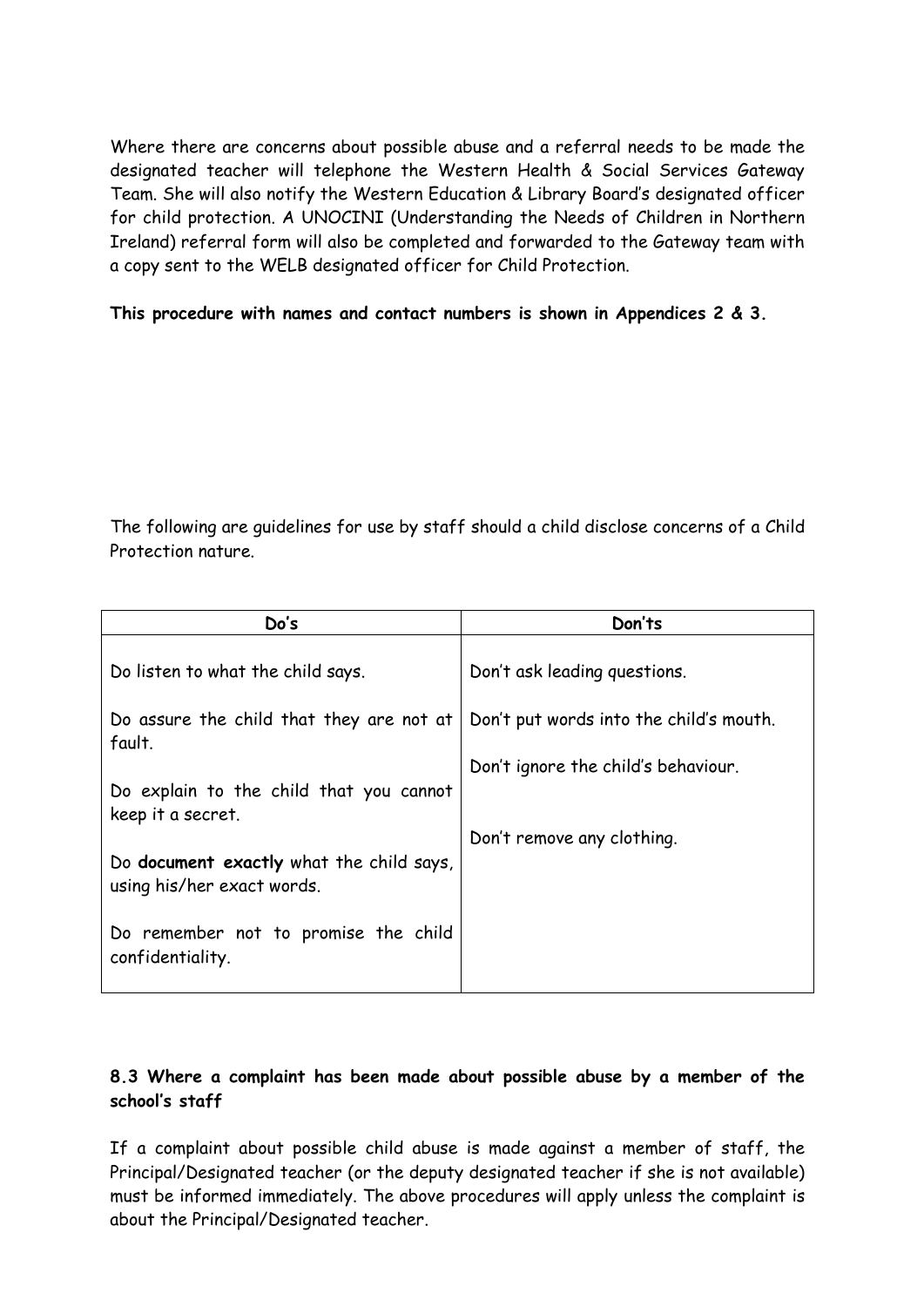Where there are concerns about possible abuse and a referral needs to be made the designated teacher will telephone the Western Health & Social Services Gateway Team. She will also notify the Western Education & Library Board's designated officer for child protection. A UNOCINI (Understanding the Needs of Children in Northern Ireland) referral form will also be completed and forwarded to the Gateway team with a copy sent to the WELB designated officer for Child Protection.

**This procedure with names and contact numbers is shown in Appendices 2 & 3.**

The following are guidelines for use by staff should a child disclose concerns of a Child Protection nature.

| Do's | Don'ts |
|---|---|
| Do listen to what the child says. | Don't ask leading questions. |
| Do assure the child that they are not at fault. | Don't put words into the child's mouth. |
| Do explain to the child that you cannot keep it a secret. | Don't ignore the child's behaviour. |
| Do **document exactly** what the child says, using his/her exact words. | Don't remove any clothing. |
| Do remember not to promise the child confidentiality. | |

### 8.3 Where a complaint has been made about possible abuse by a member of the school's staff

If a complaint about possible child abuse is made against a member of staff, the Principal/Designated teacher (or the deputy designated teacher if she is not available) must be informed immediately. The above procedures will apply unless the complaint is about the Principal/Designated teacher.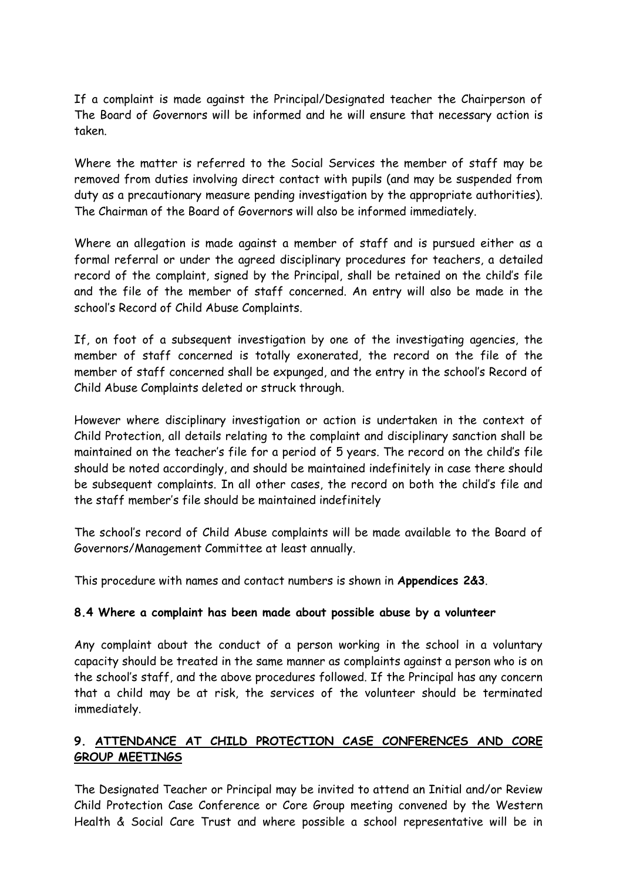If a complaint is made against the Principal/Designated teacher the Chairperson of The Board of Governors will be informed and he will ensure that necessary action is taken.

Where the matter is referred to the Social Services the member of staff may be removed from duties involving direct contact with pupils (and may be suspended from duty as a precautionary measure pending investigation by the appropriate authorities). The Chairman of the Board of Governors will also be informed immediately.

Where an allegation is made against a member of staff and is pursued either as a formal referral or under the agreed disciplinary procedures for teachers, a detailed record of the complaint, signed by the Principal, shall be retained on the child's file and the file of the member of staff concerned. An entry will also be made in the school's Record of Child Abuse Complaints.

If, on foot of a subsequent investigation by one of the investigating agencies, the member of staff concerned is totally exonerated, the record on the file of the member of staff concerned shall be expunged, and the entry in the school's Record of Child Abuse Complaints deleted or struck through.

However where disciplinary investigation or action is undertaken in the context of Child Protection, all details relating to the complaint and disciplinary sanction shall be maintained on the teacher's file for a period of 5 years. The record on the child's file should be noted accordingly, and should be maintained indefinitely in case there should be subsequent complaints. In all other cases, the record on both the child's file and the staff member's file should be maintained indefinitely

The school's record of Child Abuse complaints will be made available to the Board of Governors/Management Committee at least annually.

This procedure with names and contact numbers is shown in **Appendices 2&3**.

### 8.4 Where a complaint has been made about possible abuse by a volunteer

Any complaint about the conduct of a person working in the school in a voluntary capacity should be treated in the same manner as complaints against a person who is on the school's staff, and the above procedures followed. If the Principal has any concern that a child may be at risk, the services of the volunteer should be terminated immediately.

## 9. ATTENDANCE AT CHILD PROTECTION CASE CONFERENCES AND CORE GROUP MEETINGS

The Designated Teacher or Principal may be invited to attend an Initial and/or Review Child Protection Case Conference or Core Group meeting convened by the Western Health & Social Care Trust and where possible a school representative will be in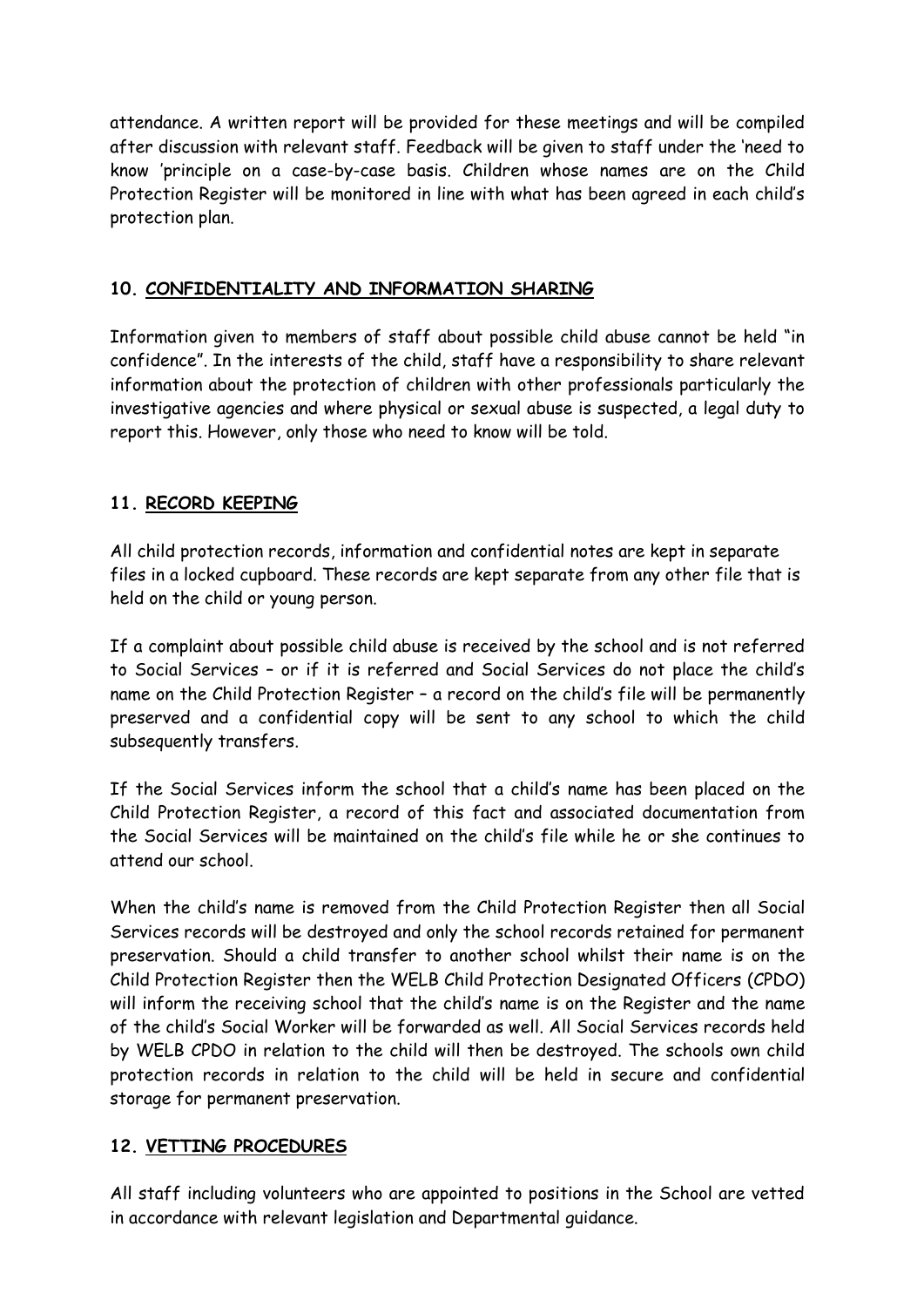attendance. A written report will be provided for these meetings and will be compiled after discussion with relevant staff. Feedback will be given to staff under the 'need to know 'principle on a case-by-case basis. Children whose names are on the Child Protection Register will be monitored in line with what has been agreed in each child's protection plan.

## 10. CONFIDENTIALITY AND INFORMATION SHARING

Information given to members of staff about possible child abuse cannot be held "in confidence". In the interests of the child, staff have a responsibility to share relevant information about the protection of children with other professionals particularly the investigative agencies and where physical or sexual abuse is suspected, a legal duty to report this. However, only those who need to know will be told.

## 11. RECORD KEEPING

All child protection records, information and confidential notes are kept in separate files in a locked cupboard. These records are kept separate from any other file that is held on the child or young person.

If a complaint about possible child abuse is received by the school and is not referred to Social Services – or if it is referred and Social Services do not place the child's name on the Child Protection Register – a record on the child's file will be permanently preserved and a confidential copy will be sent to any school to which the child subsequently transfers.

If the Social Services inform the school that a child's name has been placed on the Child Protection Register, a record of this fact and associated documentation from the Social Services will be maintained on the child's file while he or she continues to attend our school.

When the child's name is removed from the Child Protection Register then all Social Services records will be destroyed and only the school records retained for permanent preservation. Should a child transfer to another school whilst their name is on the Child Protection Register then the WELB Child Protection Designated Officers (CPDO) will inform the receiving school that the child's name is on the Register and the name of the child's Social Worker will be forwarded as well. All Social Services records held by WELB CPDO in relation to the child will then be destroyed. The schools own child protection records in relation to the child will be held in secure and confidential storage for permanent preservation.

## 12. VETTING PROCEDURES

All staff including volunteers who are appointed to positions in the School are vetted in accordance with relevant legislation and Departmental guidance.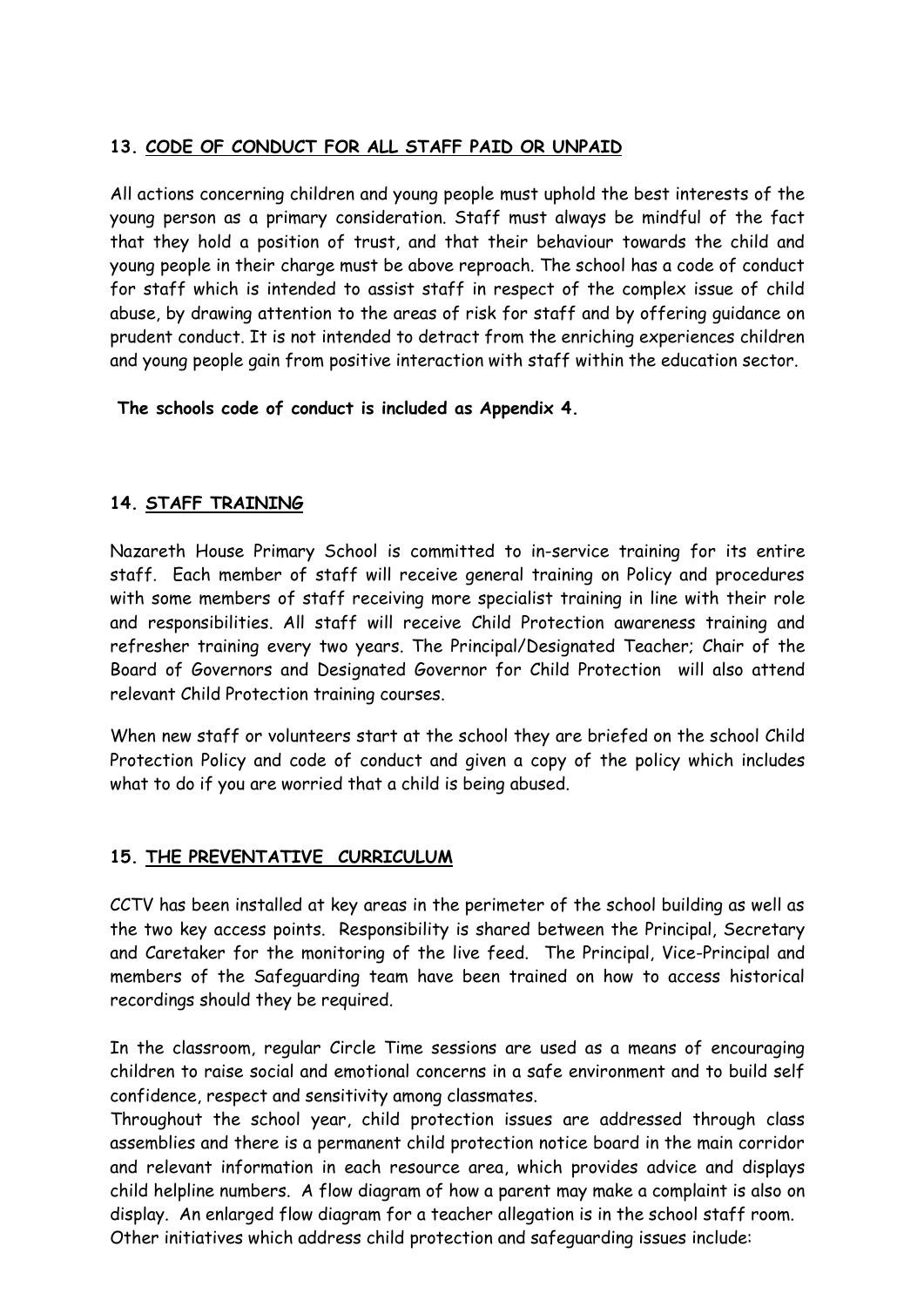## 13. CODE OF CONDUCT FOR ALL STAFF PAID OR UNPAID

All actions concerning children and young people must uphold the best interests of the young person as a primary consideration. Staff must always be mindful of the fact that they hold a position of trust, and that their behaviour towards the child and young people in their charge must be above reproach. The school has a code of conduct for staff which is intended to assist staff in respect of the complex issue of child abuse, by drawing attention to the areas of risk for staff and by offering guidance on prudent conduct. It is not intended to detract from the enriching experiences children and young people gain from positive interaction with staff within the education sector.

**The schools code of conduct is included as Appendix 4.**

## 14. STAFF TRAINING

Nazareth House Primary School is committed to in-service training for its entire staff. Each member of staff will receive general training on Policy and procedures with some members of staff receiving more specialist training in line with their role and responsibilities. All staff will receive Child Protection awareness training and refresher training every two years. The Principal/Designated Teacher; Chair of the Board of Governors and Designated Governor for Child Protection will also attend relevant Child Protection training courses.

When new staff or volunteers start at the school they are briefed on the school Child Protection Policy and code of conduct and given a copy of the policy which includes what to do if you are worried that a child is being abused.

## 15. THE PREVENTATIVE CURRICULUM

CCTV has been installed at key areas in the perimeter of the school building as well as the two key access points. Responsibility is shared between the Principal, Secretary and Caretaker for the monitoring of the live feed. The Principal, Vice-Principal and members of the Safeguarding team have been trained on how to access historical recordings should they be required.

In the classroom, regular Circle Time sessions are used as a means of encouraging children to raise social and emotional concerns in a safe environment and to build self confidence, respect and sensitivity among classmates.
Throughout the school year, child protection issues are addressed through class assemblies and there is a permanent child protection notice board in the main corridor and relevant information in each resource area, which provides advice and displays child helpline numbers. A flow diagram of how a parent may make a complaint is also on display. An enlarged flow diagram for a teacher allegation is in the school staff room.
Other initiatives which address child protection and safeguarding issues include: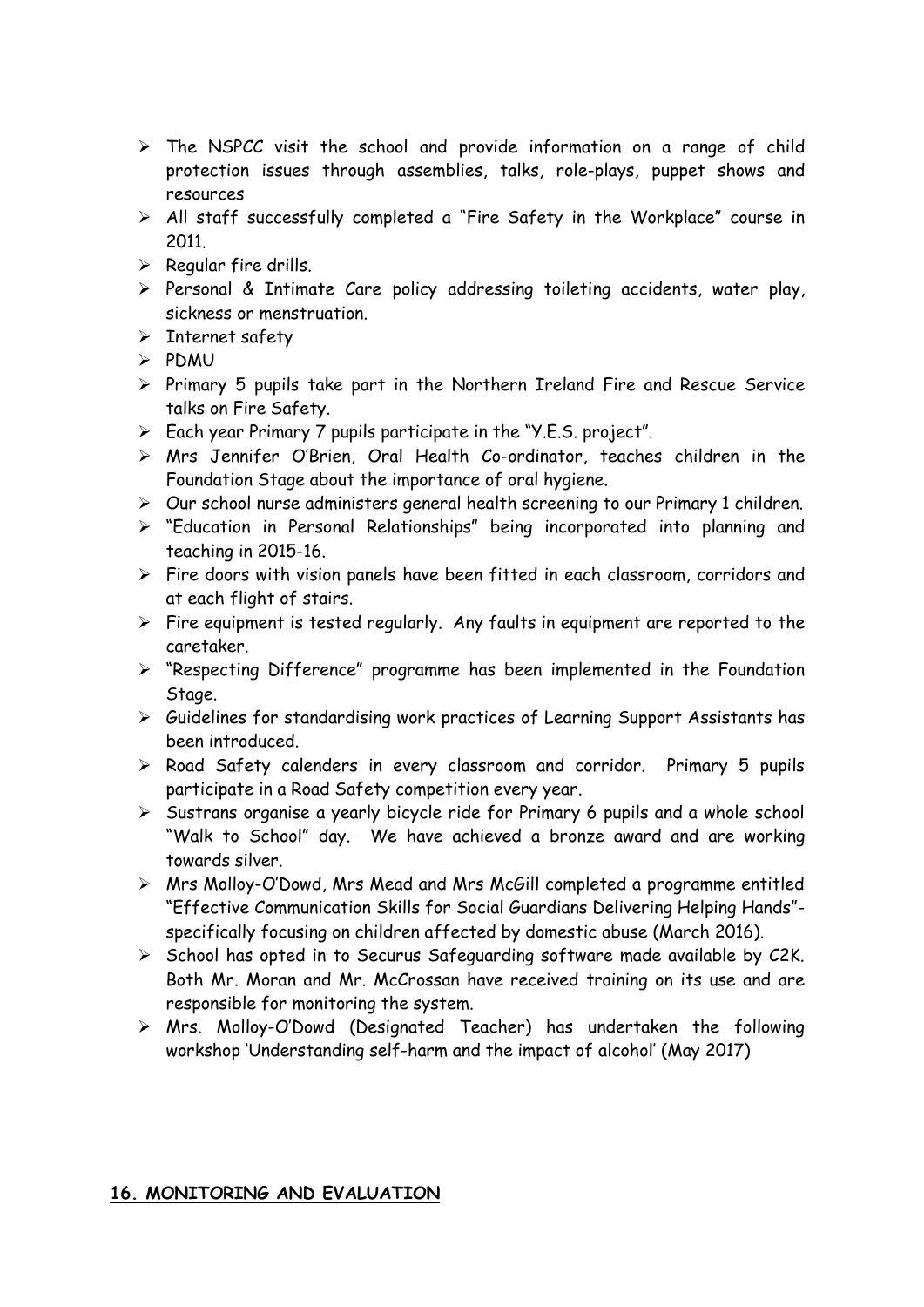- The NSPCC visit the school and provide information on a range of child protection issues through assemblies, talks, role-plays, puppet shows and resources
- All staff successfully completed a "Fire Safety in the Workplace" course in 2011.
- Regular fire drills.
- Personal & Intimate Care policy addressing toileting accidents, water play, sickness or menstruation.
- Internet safety
- PDMU
- Primary 5 pupils take part in the Northern Ireland Fire and Rescue Service talks on Fire Safety.
- Each year Primary 7 pupils participate in the "Y.E.S. project".
- Mrs Jennifer O'Brien, Oral Health Co-ordinator, teaches children in the Foundation Stage about the importance of oral hygiene.
- Our school nurse administers general health screening to our Primary 1 children.
- "Education in Personal Relationships" being incorporated into planning and teaching in 2015-16.
- Fire doors with vision panels have been fitted in each classroom, corridors and at each flight of stairs.
- Fire equipment is tested regularly. Any faults in equipment are reported to the caretaker.
- "Respecting Difference" programme has been implemented in the Foundation Stage.
- Guidelines for standardising work practices of Learning Support Assistants has been introduced.
- Road Safety calenders in every classroom and corridor. Primary 5 pupils participate in a Road Safety competition every year.
- Sustrans organise a yearly bicycle ride for Primary 6 pupils and a whole school "Walk to School" day. We have achieved a bronze award and are working towards silver.
- Mrs Molloy-O'Dowd, Mrs Mead and Mrs McGill completed a programme entitled "Effective Communication Skills for Social Guardians Delivering Helping Hands"- specifically focusing on children affected by domestic abuse (March 2016).
- School has opted in to Securus Safeguarding software made available by C2K. Both Mr. Moran and Mr. McCrossan have received training on its use and are responsible for monitoring the system.
- Mrs. Molloy-O'Dowd (Designated Teacher) has undertaken the following workshop 'Understanding self-harm and the impact of alcohol' (May 2017)

## 16. MONITORING AND EVALUATION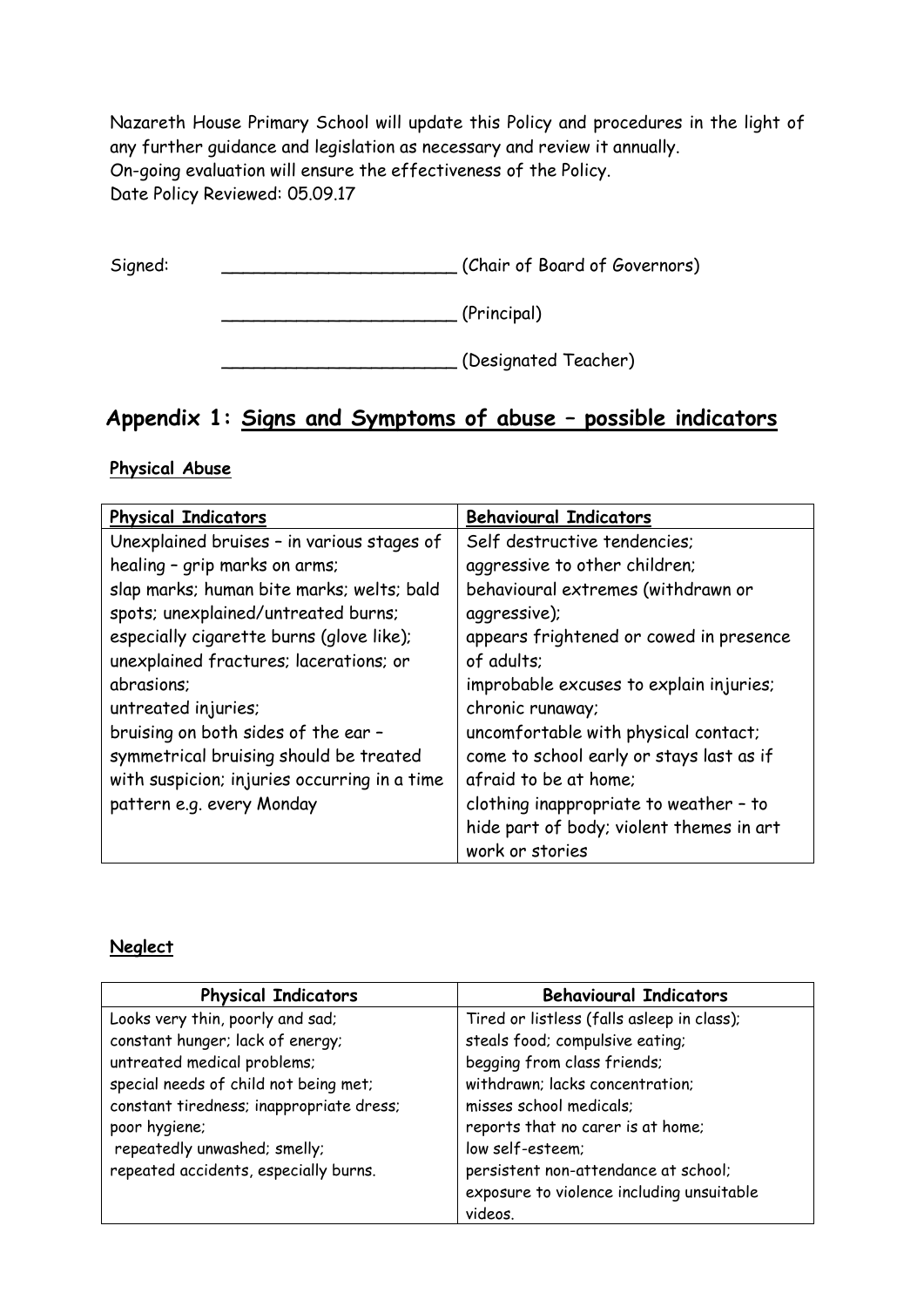Nazareth House Primary School will update this Policy and procedures in the light of any further guidance and legislation as necessary and review it annually.
On-going evaluation will ensure the effectiveness of the Policy.
Date Policy Reviewed: 05.09.17

Signed: ______________________ (Chair of Board of Governors)

______________________ (Principal)

______________________ (Designated Teacher)

## Appendix 1: Signs and Symptoms of abuse – possible indicators

### Physical Abuse

| Physical Indicators | Behavioural Indicators |
|---|---|
| Unexplained bruises – in various stages of healing – grip marks on arms; slap marks; human bite marks; welts; bald spots; unexplained/untreated burns; especially cigarette burns (glove like); unexplained fractures; lacerations; or abrasions; untreated injuries; bruising on both sides of the ear – symmetrical bruising should be treated with suspicion; injuries occurring in a time pattern e.g. every Monday | Self destructive tendencies; aggressive to other children; behavioural extremes (withdrawn or aggressive); appears frightened or cowed in presence of adults; improbable excuses to explain injuries; chronic runaway; uncomfortable with physical contact; come to school early or stays last as if afraid to be at home; clothing inappropriate to weather – to hide part of body; violent themes in art work or stories |

### Neglect

| Physical Indicators | Behavioural Indicators |
|---|---|
| Looks very thin, poorly and sad; constant hunger; lack of energy; untreated medical problems; special needs of child not being met; constant tiredness; inappropriate dress; poor hygiene; repeatedly unwashed; smelly; repeated accidents, especially burns. | Tired or listless (falls asleep in class); steals food; compulsive eating; begging from class friends; withdrawn; lacks concentration; misses school medicals; reports that no carer is at home; low self-esteem; persistent non-attendance at school; exposure to violence including unsuitable videos. |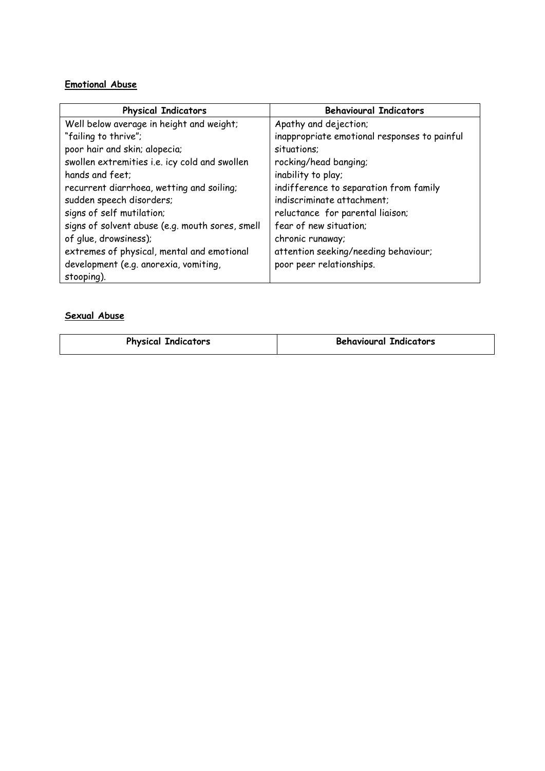### Emotional Abuse

| Physical Indicators | Behavioural Indicators |
| --- | --- |
| Well below average in height and weight;<br>"failing to thrive";<br>poor hair and skin; alopecia;<br>swollen extremities i.e. icy cold and swollen hands and feet;<br>recurrent diarrhoea, wetting and soiling;<br>sudden speech disorders;<br>signs of self mutilation;<br>signs of solvent abuse (e.g. mouth sores, smell of glue, drowsiness);<br>extremes of physical, mental and emotional development (e.g. anorexia, vomiting, stooping). | Apathy and dejection;<br>inappropriate emotional responses to painful situations;<br>rocking/head banging;<br>inability to play;<br>indifference to separation from family<br>indiscriminate attachment;<br>reluctance for parental liaison;<br>fear of new situation;<br>chronic runaway;<br>attention seeking/needing behaviour;<br>poor peer relationships. |

### Sexual Abuse

| Physical Indicators | Behavioural Indicators |
| --- | --- |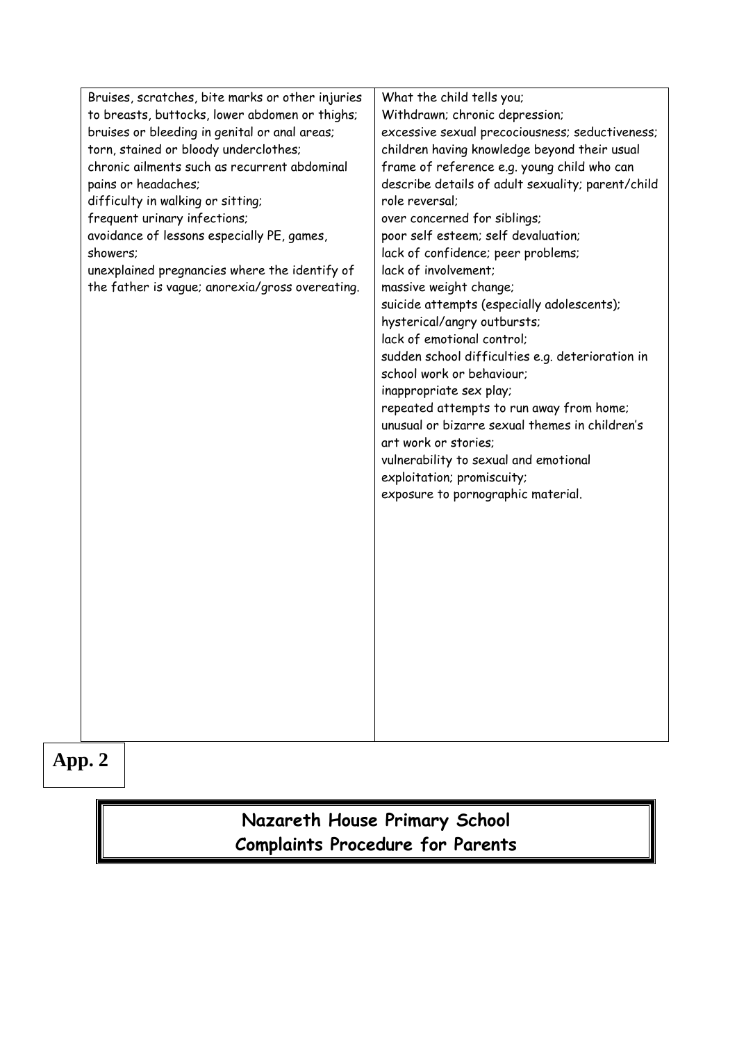| | |
|---|---|
| Bruises, scratches, bite marks or other injuries to breasts, buttocks, lower abdomen or thighs; bruises or bleeding in genital or anal areas; torn, stained or bloody underclothes; chronic ailments such as recurrent abdominal pains or headaches; difficulty in walking or sitting; frequent urinary infections; avoidance of lessons especially PE, games, showers; unexplained pregnancies where the identify of the father is vague; anorexia/gross overeating. | What the child tells you; Withdrawn; chronic depression; excessive sexual precociousness; seductiveness; children having knowledge beyond their usual frame of reference e.g. young child who can describe details of adult sexuality; parent/child role reversal; over concerned for siblings; poor self esteem; self devaluation; lack of confidence; peer problems; lack of involvement; massive weight change; suicide attempts (especially adolescents); hysterical/angry outbursts; lack of emotional control; sudden school difficulties e.g. deterioration in school work or behaviour; inappropriate sex play; repeated attempts to run away from home; unusual or bizarre sexual themes in children's art work or stories; vulnerability to sexual and emotional exploitation; promiscuity; exposure to pornographic material. |

**App. 2**

# Nazareth House Primary School
## Complaints Procedure for Parents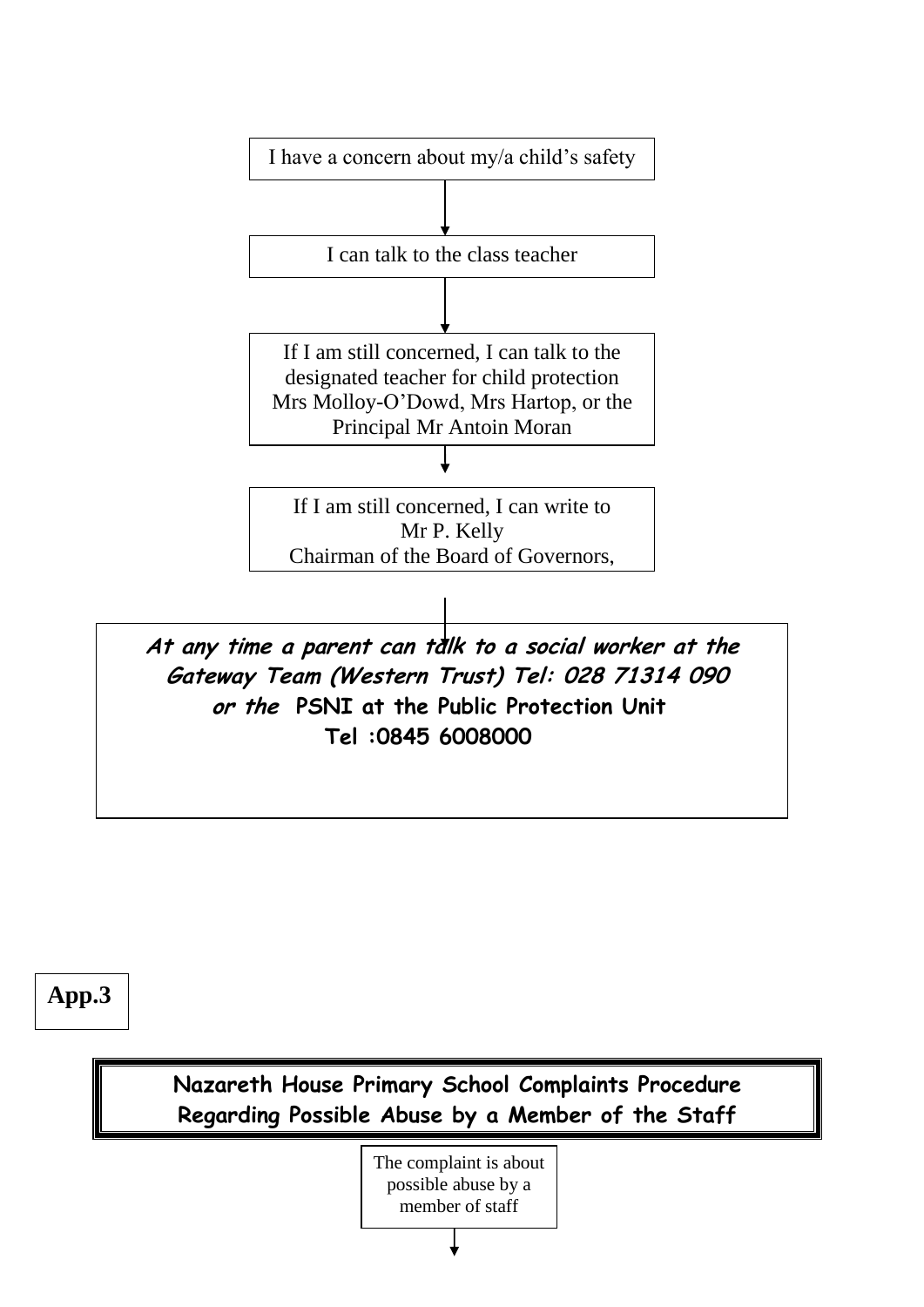I have a concern about my/a child's safety

↓

I can talk to the class teacher

↓

If I am still concerned, I can talk to the designated teacher for child protection Mrs Molloy-O'Dowd, Mrs Hartop, or the Principal Mr Antoin Moran

↓

If I am still concerned, I can write to
Mr P. Kelly
Chairman of the Board of Governors,

↓

***At any time a parent can talk to a social worker at the Gateway Team (Western Trust) Tel: 028 71314 090 or the*** **PSNI at the Public Protection Unit**
**Tel :0845 6008000**

**App.3**

## Nazareth House Primary School Complaints Procedure Regarding Possible Abuse by a Member of the Staff

The complaint is about possible abuse by a member of staff

↓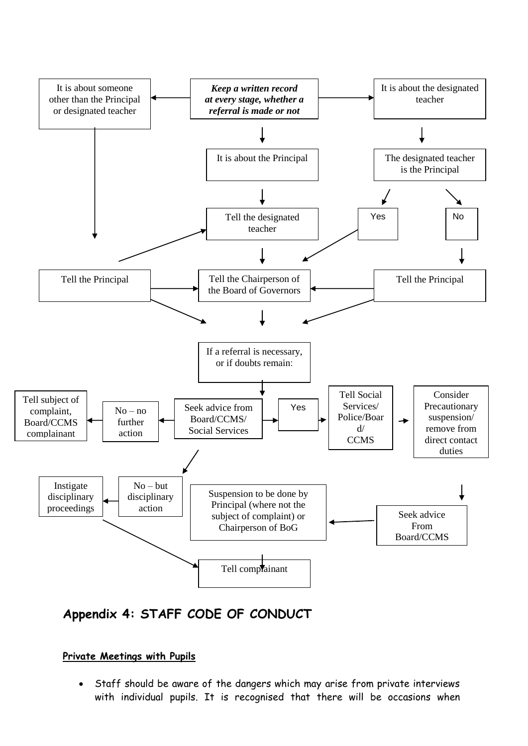It is about someone other than the Principal or designated teacher

***Keep a written record at every stage, whether a referral is made or not***

It is about the designated teacher

It is about the Principal

The designated teacher is the Principal

Tell the designated teacher

Yes

No

Tell the Principal

Tell the Chairperson of the Board of Governors

Tell the Principal

If a referral is necessary, or if doubts remain:

Tell subject of complaint, Board/CCMS complainant

No – no further action

Seek advice from Board/CCMS/ Social Services

Yes

Tell Social Services/ Police/Board/ CCMS

Consider Precautionary suspension/ remove from direct contact duties

Instigate disciplinary proceedings

No – but disciplinary action

Suspension to be done by Principal (where not the subject of complaint) or Chairperson of BoG

Seek advice From Board/CCMS

Tell complainant

## Appendix 4: STAFF CODE OF CONDUCT

**Private Meetings with Pupils**

- Staff should be aware of the dangers which may arise from private interviews with individual pupils. It is recognised that there will be occasions when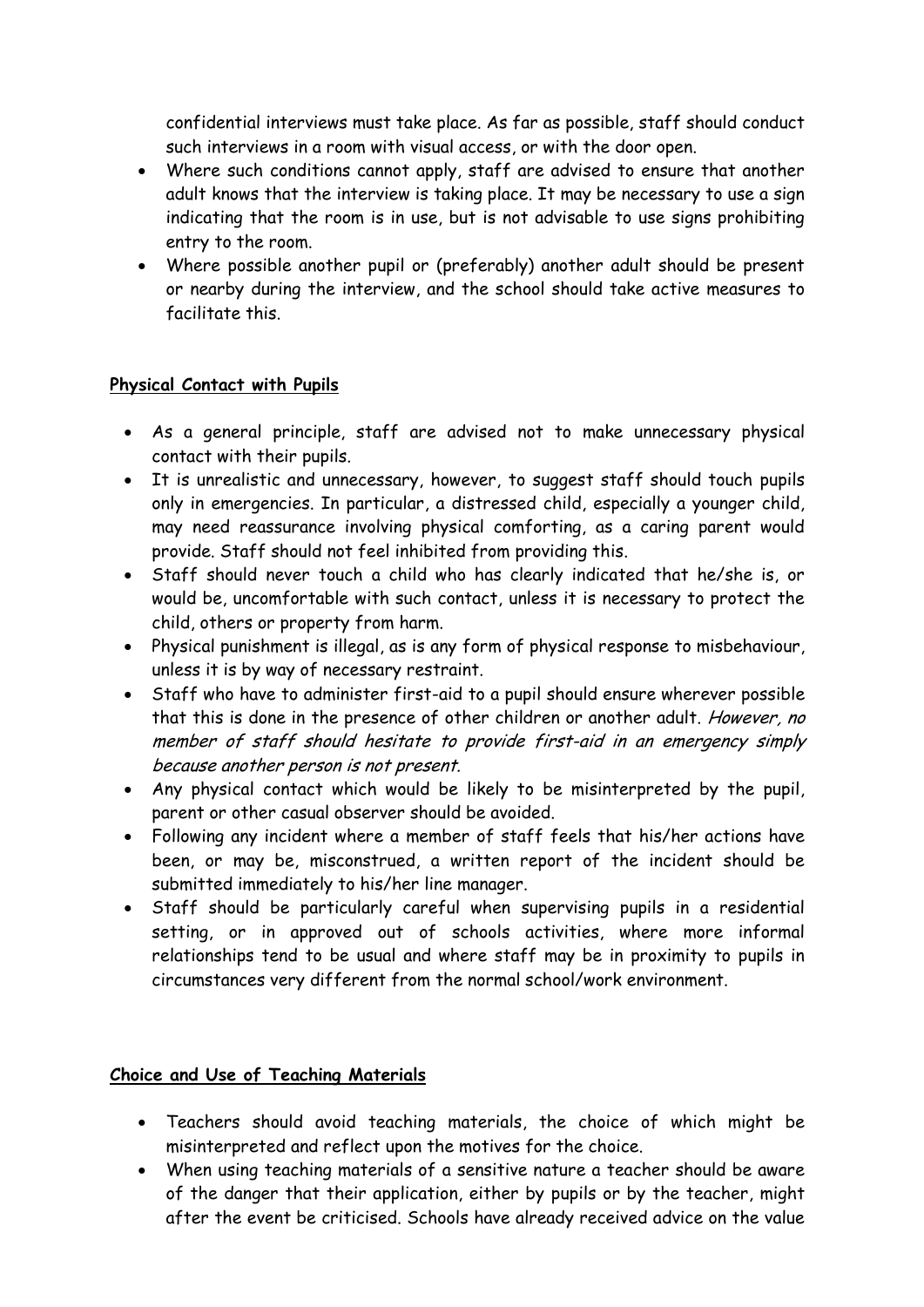confidential interviews must take place. As far as possible, staff should conduct such interviews in a room with visual access, or with the door open.

- Where such conditions cannot apply, staff are advised to ensure that another adult knows that the interview is taking place. It may be necessary to use a sign indicating that the room is in use, but is not advisable to use signs prohibiting entry to the room.
- Where possible another pupil or (preferably) another adult should be present or nearby during the interview, and the school should take active measures to facilitate this.

**Physical Contact with Pupils**

- As a general principle, staff are advised not to make unnecessary physical contact with their pupils.
- It is unrealistic and unnecessary, however, to suggest staff should touch pupils only in emergencies. In particular, a distressed child, especially a younger child, may need reassurance involving physical comforting, as a caring parent would provide. Staff should not feel inhibited from providing this.
- Staff should never touch a child who has clearly indicated that he/she is, or would be, uncomfortable with such contact, unless it is necessary to protect the child, others or property from harm.
- Physical punishment is illegal, as is any form of physical response to misbehaviour, unless it is by way of necessary restraint.
- Staff who have to administer first-aid to a pupil should ensure wherever possible that this is done in the presence of other children or another adult. *However, no member of staff should hesitate to provide first-aid in an emergency simply because another person is not present.*
- Any physical contact which would be likely to be misinterpreted by the pupil, parent or other casual observer should be avoided.
- Following any incident where a member of staff feels that his/her actions have been, or may be, misconstrued, a written report of the incident should be submitted immediately to his/her line manager.
- Staff should be particularly careful when supervising pupils in a residential setting, or in approved out of schools activities, where more informal relationships tend to be usual and where staff may be in proximity to pupils in circumstances very different from the normal school/work environment.

**Choice and Use of Teaching Materials**

- Teachers should avoid teaching materials, the choice of which might be misinterpreted and reflect upon the motives for the choice.
- When using teaching materials of a sensitive nature a teacher should be aware of the danger that their application, either by pupils or by the teacher, might after the event be criticised. Schools have already received advice on the value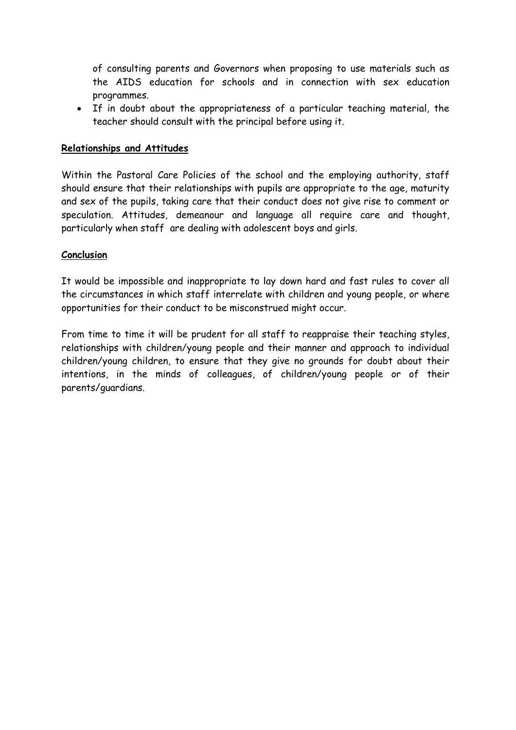of consulting parents and Governors when proposing to use materials such as the AIDS education for schools and in connection with sex education programmes.

- If in doubt about the appropriateness of a particular teaching material, the teacher should consult with the principal before using it.

**Relationships and Attitudes**

Within the Pastoral Care Policies of the school and the employing authority, staff should ensure that their relationships with pupils are appropriate to the age, maturity and sex of the pupils, taking care that their conduct does not give rise to comment or speculation. Attitudes, demeanour and language all require care and thought, particularly when staff are dealing with adolescent boys and girls.

**Conclusion**

It would be impossible and inappropriate to lay down hard and fast rules to cover all the circumstances in which staff interrelate with children and young people, or where opportunities for their conduct to be misconstrued might occur.

From time to time it will be prudent for all staff to reappraise their teaching styles, relationships with children/young people and their manner and approach to individual children/young children, to ensure that they give no grounds for doubt about their intentions, in the minds of colleagues, of children/young people or of their parents/guardians.